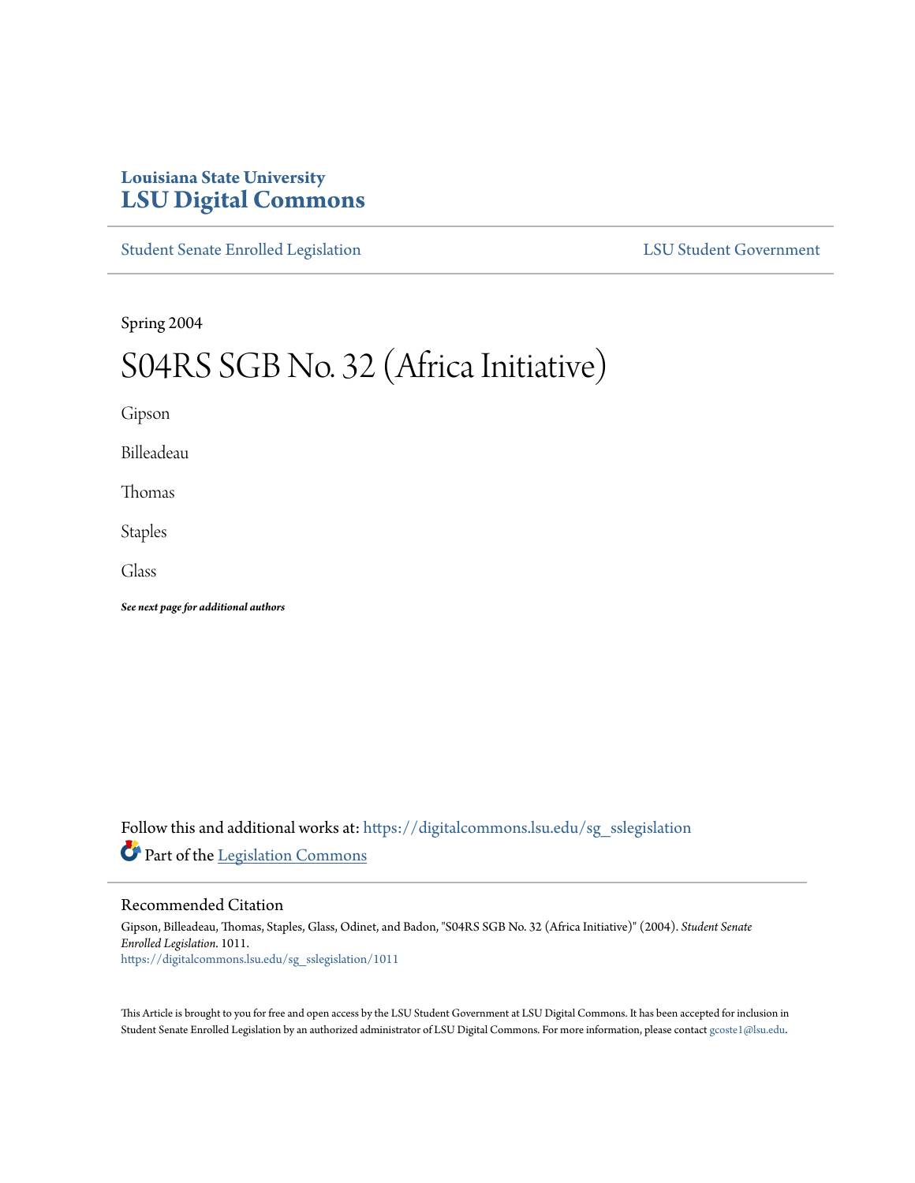Louisiana State University
# LSU Digital Commons

Student Senate Enrolled Legislation | LSU Student Government

Spring 2004

# S04RS SGB No. 32 (Africa Initiative)

Gipson

Billeadeau

Thomas

Staples

Glass

***See next page for additional authors***

Follow this and additional works at: https://digitalcommons.lsu.edu/sg_sslegislation

Part of the Legislation Commons

## Recommended Citation

Gipson, Billeadeau, Thomas, Staples, Glass, Odinet, and Badon, "S04RS SGB No. 32 (Africa Initiative)" (2004). *Student Senate Enrolled Legislation*. 1011.
https://digitalcommons.lsu.edu/sg_sslegislation/1011

This Article is brought to you for free and open access by the LSU Student Government at LSU Digital Commons. It has been accepted for inclusion in Student Senate Enrolled Legislation by an authorized administrator of LSU Digital Commons. For more information, please contact gcoste1@lsu.edu.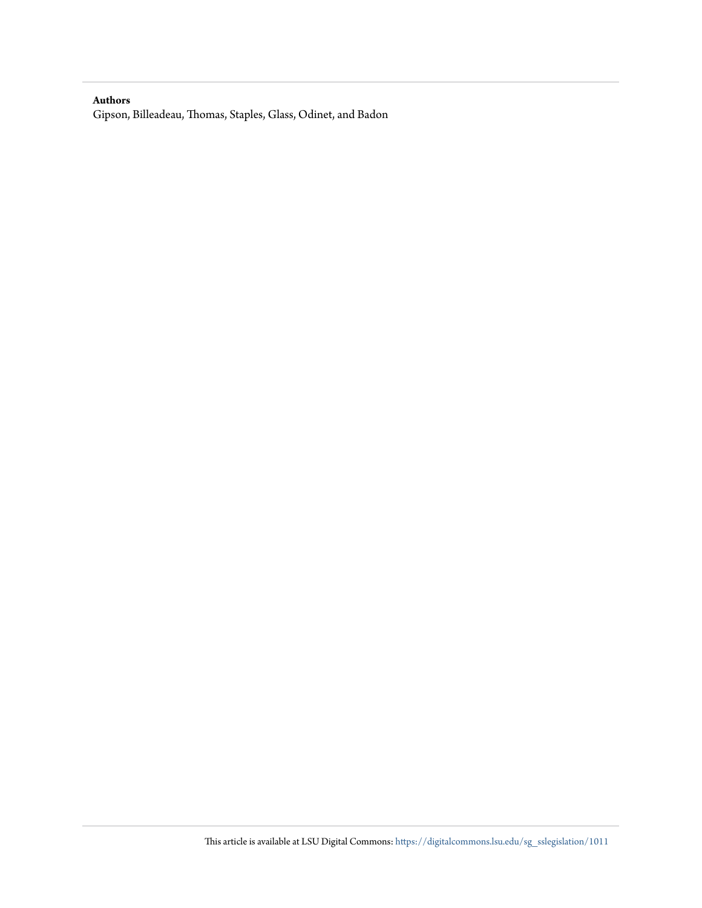**Authors**

Gipson, Billeadeau, Thomas, Staples, Glass, Odinet, and Badon

This article is available at LSU Digital Commons: https://digitalcommons.lsu.edu/sg_sslegislation/1011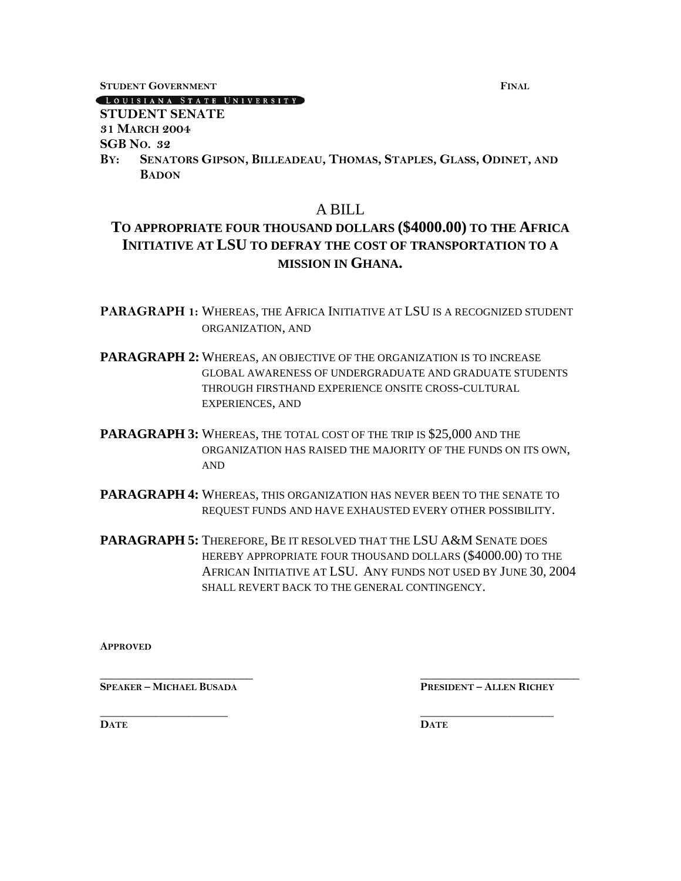**Student Government** **Final**

**Louisiana State University**

**STUDENT SENATE**

**31 March 2004**

**SGB No. 32**

**By: Senators Gipson, Billeadeau, Thomas, Staples, Glass, Odinet, and Badon**

# A BILL

## To appropriate four thousand dollars ($4000.00) to the Africa Initiative at LSU to defray the cost of transportation to a mission in Ghana.

**PARAGRAPH 1:** Whereas, the Africa Initiative at LSU is a recognized student organization, and

**PARAGRAPH 2:** Whereas, an objective of the organization is to increase global awareness of undergraduate and graduate students through firsthand experience onsite cross-cultural experiences, and

**PARAGRAPH 3:** Whereas, the total cost of the trip is $25,000 and the organization has raised the majority of the funds on its own, and

**PARAGRAPH 4:** Whereas, this organization has never been to the senate to request funds and have exhausted every other possibility.

**PARAGRAPH 5:** Therefore, Be it resolved that the LSU A&M Senate does hereby appropriate four thousand dollars ($4000.00) to the African Initiative at LSU. Any funds not used by June 30, 2004 shall revert back to the general contingency.

**Approved**

_________________________ _________________________

**Speaker – Michael Busada** **President – Allen Richey**

_________________________ _________________________

**Date** **Date**